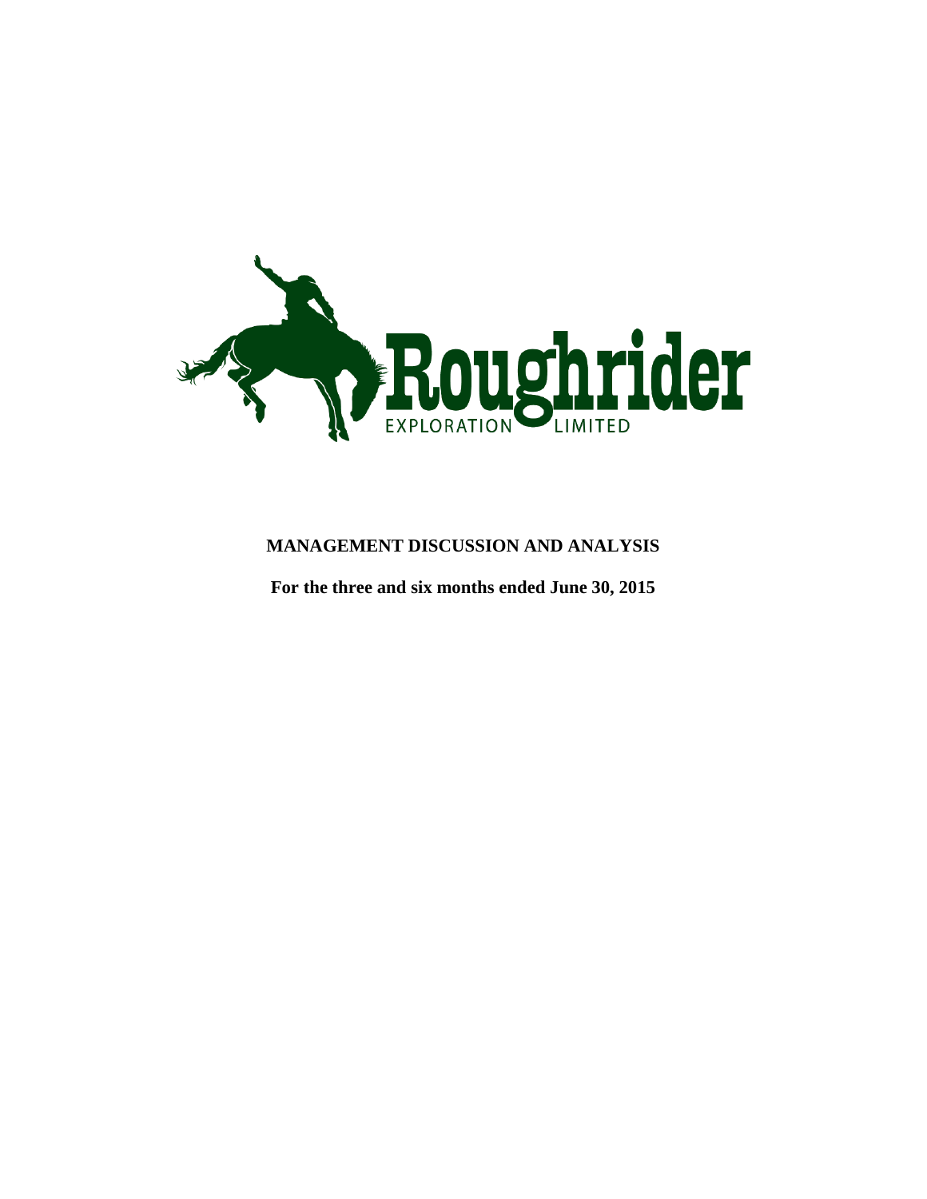Roughrider EXPLORATION LIMITED

# MANAGEMENT DISCUSSION AND ANALYSIS

**For the three and six months ended June 30, 2015**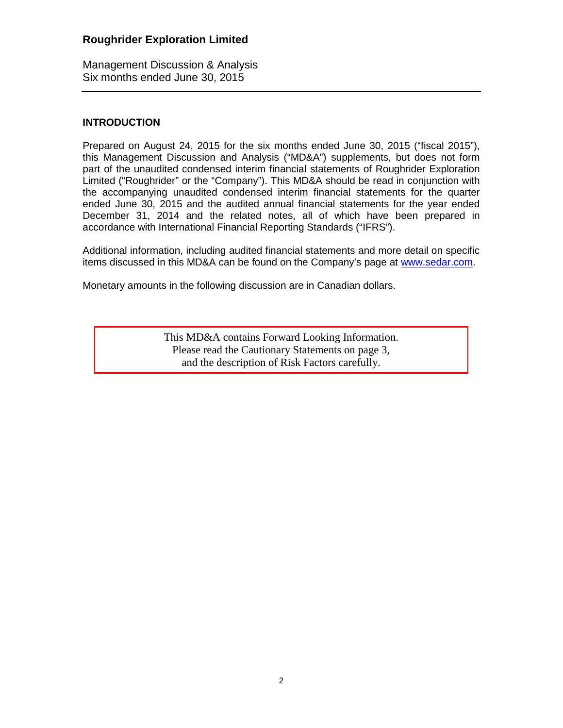**Roughrider Exploration Limited**

Management Discussion & Analysis
Six months ended June 30, 2015

## INTRODUCTION

Prepared on August 24, 2015 for the six months ended June 30, 2015 ("fiscal 2015"), this Management Discussion and Analysis ("MD&A") supplements, but does not form part of the unaudited condensed interim financial statements of Roughrider Exploration Limited ("Roughrider" or the "Company"). This MD&A should be read in conjunction with the accompanying unaudited condensed interim financial statements for the quarter ended June 30, 2015 and the audited annual financial statements for the year ended December 31, 2014 and the related notes, all of which have been prepared in accordance with International Financial Reporting Standards ("IFRS").

Additional information, including audited financial statements and more detail on specific items discussed in this MD&A can be found on the Company's page at [www.sedar.com](http://www.sedar.com).

Monetary amounts in the following discussion are in Canadian dollars.

> This MD&A contains Forward Looking Information.
> Please read the Cautionary Statements on page 3,
> and the description of Risk Factors carefully.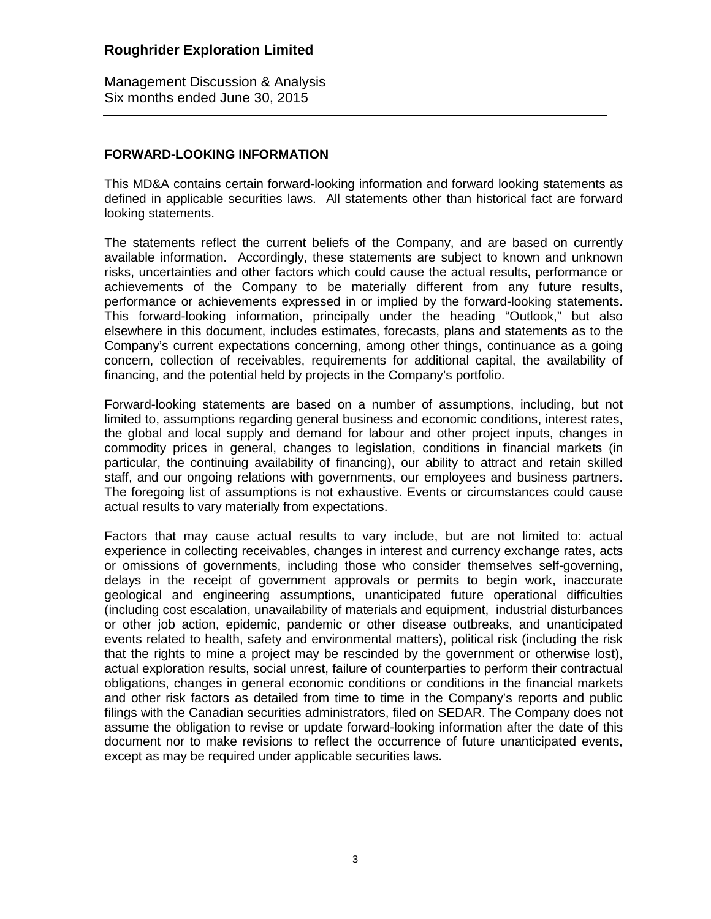## FORWARD-LOOKING INFORMATION

This MD&A contains certain forward-looking information and forward looking statements as defined in applicable securities laws. All statements other than historical fact are forward looking statements.

The statements reflect the current beliefs of the Company, and are based on currently available information. Accordingly, these statements are subject to known and unknown risks, uncertainties and other factors which could cause the actual results, performance or achievements of the Company to be materially different from any future results, performance or achievements expressed in or implied by the forward-looking statements. This forward-looking information, principally under the heading "Outlook," but also elsewhere in this document, includes estimates, forecasts, plans and statements as to the Company's current expectations concerning, among other things, continuance as a going concern, collection of receivables, requirements for additional capital, the availability of financing, and the potential held by projects in the Company's portfolio.

Forward-looking statements are based on a number of assumptions, including, but not limited to, assumptions regarding general business and economic conditions, interest rates, the global and local supply and demand for labour and other project inputs, changes in commodity prices in general, changes to legislation, conditions in financial markets (in particular, the continuing availability of financing), our ability to attract and retain skilled staff, and our ongoing relations with governments, our employees and business partners. The foregoing list of assumptions is not exhaustive. Events or circumstances could cause actual results to vary materially from expectations.

Factors that may cause actual results to vary include, but are not limited to: actual experience in collecting receivables, changes in interest and currency exchange rates, acts or omissions of governments, including those who consider themselves self-governing, delays in the receipt of government approvals or permits to begin work, inaccurate geological and engineering assumptions, unanticipated future operational difficulties (including cost escalation, unavailability of materials and equipment, industrial disturbances or other job action, epidemic, pandemic or other disease outbreaks, and unanticipated events related to health, safety and environmental matters), political risk (including the risk that the rights to mine a project may be rescinded by the government or otherwise lost), actual exploration results, social unrest, failure of counterparties to perform their contractual obligations, changes in general economic conditions or conditions in the financial markets and other risk factors as detailed from time to time in the Company's reports and public filings with the Canadian securities administrators, filed on SEDAR. The Company does not assume the obligation to revise or update forward-looking information after the date of this document nor to make revisions to reflect the occurrence of future unanticipated events, except as may be required under applicable securities laws.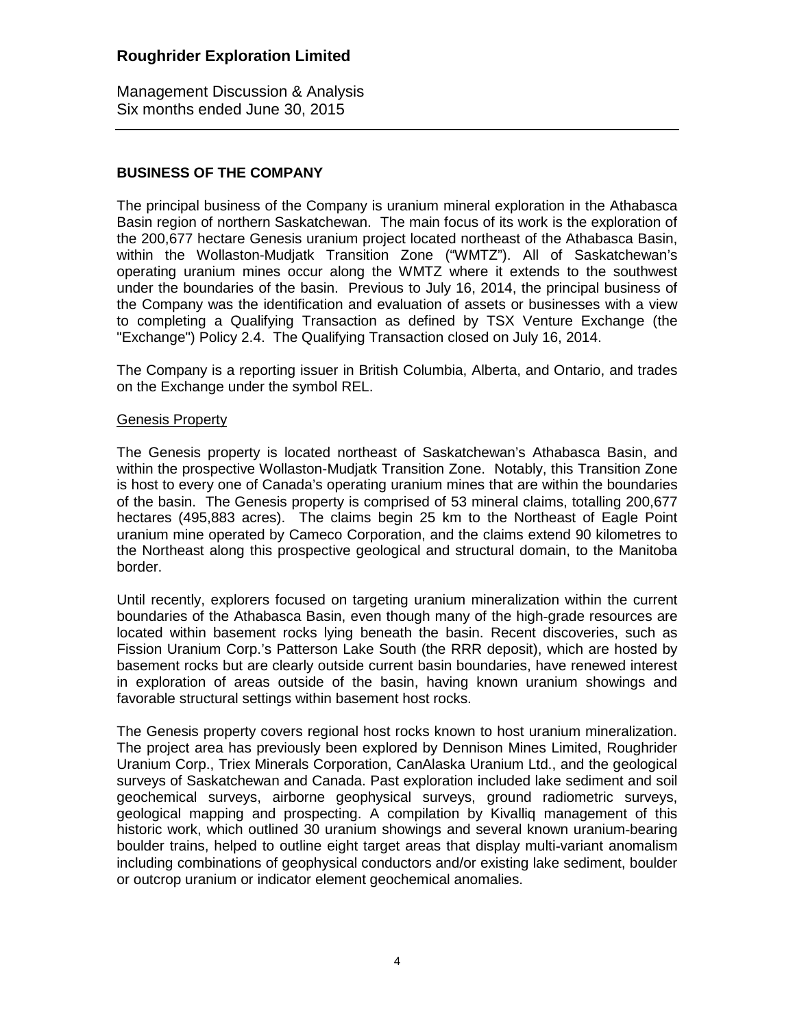## BUSINESS OF THE COMPANY

The principal business of the Company is uranium mineral exploration in the Athabasca Basin region of northern Saskatchewan. The main focus of its work is the exploration of the 200,677 hectare Genesis uranium project located northeast of the Athabasca Basin, within the Wollaston-Mudjatk Transition Zone ("WMTZ"). All of Saskatchewan's operating uranium mines occur along the WMTZ where it extends to the southwest under the boundaries of the basin. Previous to July 16, 2014, the principal business of the Company was the identification and evaluation of assets or businesses with a view to completing a Qualifying Transaction as defined by TSX Venture Exchange (the "Exchange") Policy 2.4. The Qualifying Transaction closed on July 16, 2014.

The Company is a reporting issuer in British Columbia, Alberta, and Ontario, and trades on the Exchange under the symbol REL.

### Genesis Property

The Genesis property is located northeast of Saskatchewan's Athabasca Basin, and within the prospective Wollaston-Mudjatk Transition Zone. Notably, this Transition Zone is host to every one of Canada's operating uranium mines that are within the boundaries of the basin. The Genesis property is comprised of 53 mineral claims, totalling 200,677 hectares (495,883 acres). The claims begin 25 km to the Northeast of Eagle Point uranium mine operated by Cameco Corporation, and the claims extend 90 kilometres to the Northeast along this prospective geological and structural domain, to the Manitoba border.

Until recently, explorers focused on targeting uranium mineralization within the current boundaries of the Athabasca Basin, even though many of the high-grade resources are located within basement rocks lying beneath the basin. Recent discoveries, such as Fission Uranium Corp.'s Patterson Lake South (the RRR deposit), which are hosted by basement rocks but are clearly outside current basin boundaries, have renewed interest in exploration of areas outside of the basin, having known uranium showings and favorable structural settings within basement host rocks.

The Genesis property covers regional host rocks known to host uranium mineralization. The project area has previously been explored by Dennison Mines Limited, Roughrider Uranium Corp., Triex Minerals Corporation, CanAlaska Uranium Ltd., and the geological surveys of Saskatchewan and Canada. Past exploration included lake sediment and soil geochemical surveys, airborne geophysical surveys, ground radiometric surveys, geological mapping and prospecting. A compilation by Kivalliq management of this historic work, which outlined 30 uranium showings and several known uranium-bearing boulder trains, helped to outline eight target areas that display multi-variant anomalism including combinations of geophysical conductors and/or existing lake sediment, boulder or outcrop uranium or indicator element geochemical anomalies.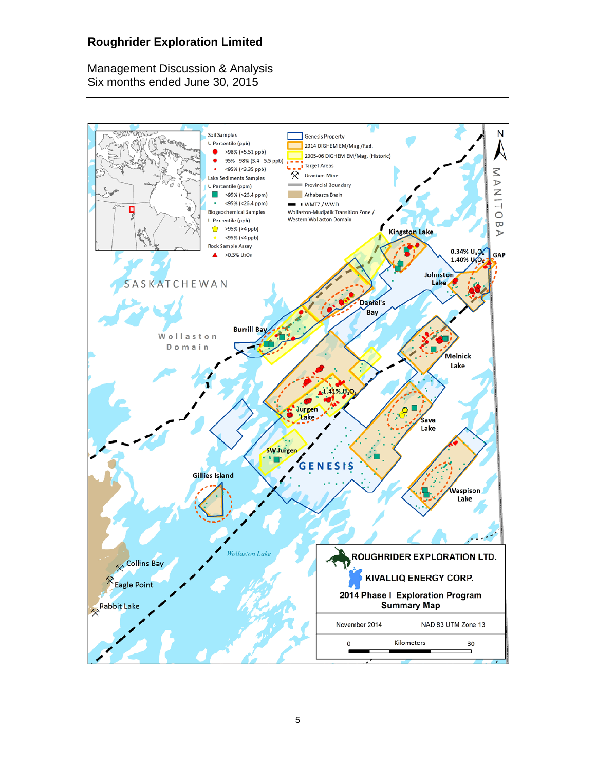**ROUGHRIDER EXPLORATION LTD.**

**KIVALLIQ ENERGY CORP.**

**2014 Phase I Exploration Program Summary Map**

November 2014

NAD 83 UTM Zone 13

Kilometers: 0 – 30

**Legend**

Soil Samples
U Percentile (ppb)
- >98% (>5.51 ppb)
- 95% - 98% (3.4 - 5.5 ppb)
- <95% (<3.35 ppb)

Lake Sediments Samples
U Percentile (ppm)
- >95% (>26.4 ppm)
- <95% (<26.4 ppm)

Biogeochemical Samples
U Percentile (ppb)
- >95% (>4 ppb)
- <95% (<4 ppb)

Rock Sample Assay
- >0.3% $U_3O_8$

- Genesis Property
- 2014 DIGHEM EM/Mag./Rad.
- 2005-06 DIGHEM EM/Mag. (Historic)
- Target Areas
- Uranium Mine
- Provincial Boundary
- Athabasca Basin
- WMTZ / WWD: Wollaston-Mudjatik Transition Zone / Western Wollaston Domain

**Map labels:** SASKATCHEWAN, MANITOBA, Wollaston Domain, GENESIS, Wollaston Lake, Kingston Lake, Johnston Lake, GAP, Daniel's Bay, Burrill Bay, Melnick Lake, Jurgen Lake, Sava Lake, SW Jurgen, Waspison Lake, Gillies Island, Collins Bay, Eagle Point, Rabbit Lake, 0.34% $U_3O_8$, 1.40% $U_3O_8$, 1.41% $U_3O_8$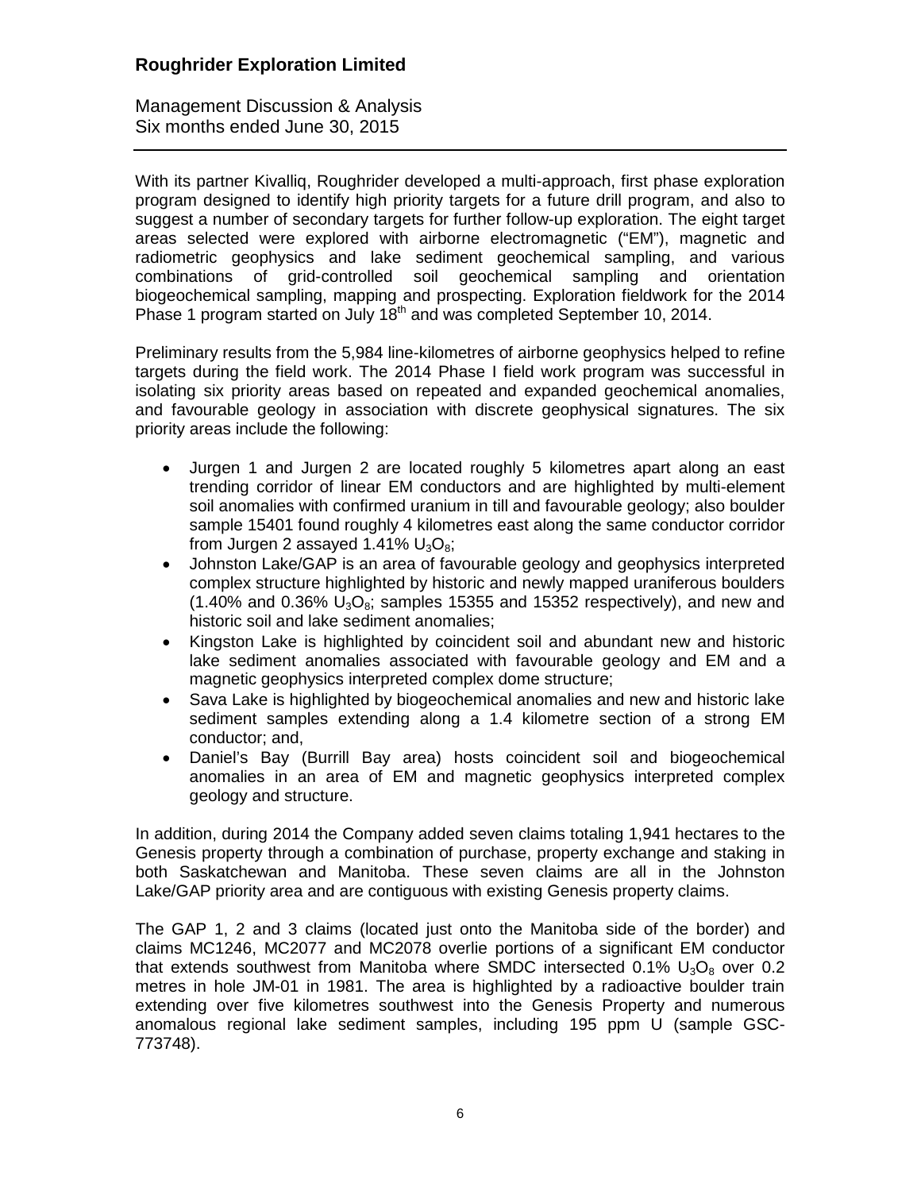With its partner Kivalliq, Roughrider developed a multi-approach, first phase exploration program designed to identify high priority targets for a future drill program, and also to suggest a number of secondary targets for further follow-up exploration. The eight target areas selected were explored with airborne electromagnetic ("EM"), magnetic and radiometric geophysics and lake sediment geochemical sampling, and various combinations of grid-controlled soil geochemical sampling and orientation biogeochemical sampling, mapping and prospecting. Exploration fieldwork for the 2014 Phase 1 program started on July 18th and was completed September 10, 2014.

Preliminary results from the 5,984 line-kilometres of airborne geophysics helped to refine targets during the field work. The 2014 Phase I field work program was successful in isolating six priority areas based on repeated and expanded geochemical anomalies, and favourable geology in association with discrete geophysical signatures. The six priority areas include the following:

- Jurgen 1 and Jurgen 2 are located roughly 5 kilometres apart along an east trending corridor of linear EM conductors and are highlighted by multi-element soil anomalies with confirmed uranium in till and favourable geology; also boulder sample 15401 found roughly 4 kilometres east along the same conductor corridor from Jurgen 2 assayed 1.41% $U_3O_8$;
- Johnston Lake/GAP is an area of favourable geology and geophysics interpreted complex structure highlighted by historic and newly mapped uraniferous boulders (1.40% and 0.36% $U_3O_8$; samples 15355 and 15352 respectively), and new and historic soil and lake sediment anomalies;
- Kingston Lake is highlighted by coincident soil and abundant new and historic lake sediment anomalies associated with favourable geology and EM and a magnetic geophysics interpreted complex dome structure;
- Sava Lake is highlighted by biogeochemical anomalies and new and historic lake sediment samples extending along a 1.4 kilometre section of a strong EM conductor; and,
- Daniel's Bay (Burrill Bay area) hosts coincident soil and biogeochemical anomalies in an area of EM and magnetic geophysics interpreted complex geology and structure.

In addition, during 2014 the Company added seven claims totaling 1,941 hectares to the Genesis property through a combination of purchase, property exchange and staking in both Saskatchewan and Manitoba. These seven claims are all in the Johnston Lake/GAP priority area and are contiguous with existing Genesis property claims.

The GAP 1, 2 and 3 claims (located just onto the Manitoba side of the border) and claims MC1246, MC2077 and MC2078 overlie portions of a significant EM conductor that extends southwest from Manitoba where SMDC intersected 0.1% $U_3O_8$ over 0.2 metres in hole JM-01 in 1981. The area is highlighted by a radioactive boulder train extending over five kilometres southwest into the Genesis Property and numerous anomalous regional lake sediment samples, including 195 ppm U (sample GSC-773748).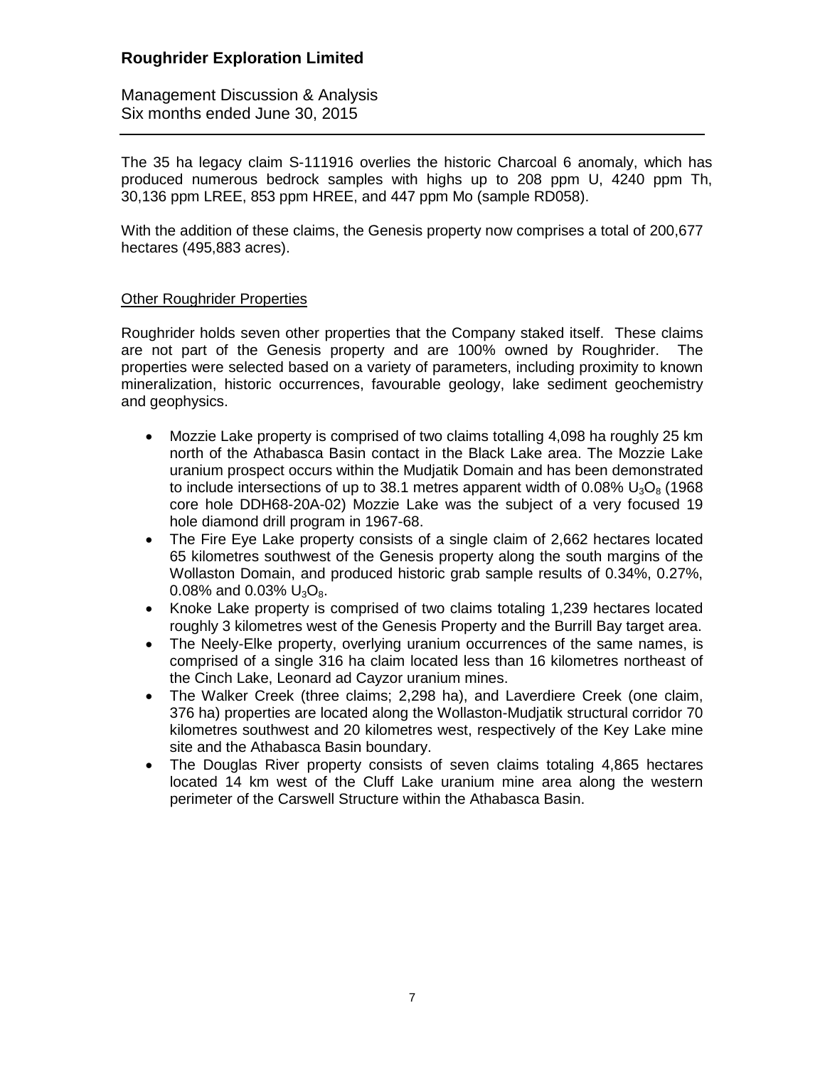The 35 ha legacy claim S-111916 overlies the historic Charcoal 6 anomaly, which has produced numerous bedrock samples with highs up to 208 ppm U, 4240 ppm Th, 30,136 ppm LREE, 853 ppm HREE, and 447 ppm Mo (sample RD058).

With the addition of these claims, the Genesis property now comprises a total of 200,677 hectares (495,883 acres).

<u>Other Roughrider Properties</u>

Roughrider holds seven other properties that the Company staked itself. These claims are not part of the Genesis property and are 100% owned by Roughrider. The properties were selected based on a variety of parameters, including proximity to known mineralization, historic occurrences, favourable geology, lake sediment geochemistry and geophysics.

- Mozzie Lake property is comprised of two claims totalling 4,098 ha roughly 25 km north of the Athabasca Basin contact in the Black Lake area. The Mozzie Lake uranium prospect occurs within the Mudjatik Domain and has been demonstrated to include intersections of up to 38.1 metres apparent width of 0.08% $U_3O_8$ (1968 core hole DDH68-20A-02) Mozzie Lake was the subject of a very focused 19 hole diamond drill program in 1967-68.
- The Fire Eye Lake property consists of a single claim of 2,662 hectares located 65 kilometres southwest of the Genesis property along the south margins of the Wollaston Domain, and produced historic grab sample results of 0.34%, 0.27%, 0.08% and 0.03% $U_3O_8$.
- Knoke Lake property is comprised of two claims totaling 1,239 hectares located roughly 3 kilometres west of the Genesis Property and the Burrill Bay target area.
- The Neely-Elke property, overlying uranium occurrences of the same names, is comprised of a single 316 ha claim located less than 16 kilometres northeast of the Cinch Lake, Leonard ad Cayzor uranium mines.
- The Walker Creek (three claims; 2,298 ha), and Laverdiere Creek (one claim, 376 ha) properties are located along the Wollaston-Mudjatik structural corridor 70 kilometres southwest and 20 kilometres west, respectively of the Key Lake mine site and the Athabasca Basin boundary.
- The Douglas River property consists of seven claims totaling 4,865 hectares located 14 km west of the Cluff Lake uranium mine area along the western perimeter of the Carswell Structure within the Athabasca Basin.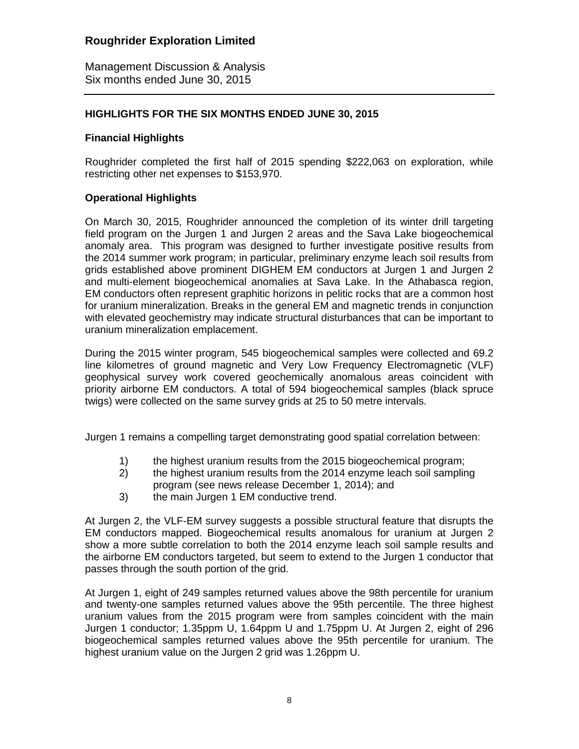## HIGHLIGHTS FOR THE SIX MONTHS ENDED JUNE 30, 2015

### Financial Highlights

Roughrider completed the first half of 2015 spending $222,063 on exploration, while restricting other net expenses to $153,970.

### Operational Highlights

On March 30, 2015, Roughrider announced the completion of its winter drill targeting field program on the Jurgen 1 and Jurgen 2 areas and the Sava Lake biogeochemical anomaly area. This program was designed to further investigate positive results from the 2014 summer work program; in particular, preliminary enzyme leach soil results from grids established above prominent DIGHEM EM conductors at Jurgen 1 and Jurgen 2 and multi-element biogeochemical anomalies at Sava Lake. In the Athabasca region, EM conductors often represent graphitic horizons in pelitic rocks that are a common host for uranium mineralization. Breaks in the general EM and magnetic trends in conjunction with elevated geochemistry may indicate structural disturbances that can be important to uranium mineralization emplacement.

During the 2015 winter program, 545 biogeochemical samples were collected and 69.2 line kilometres of ground magnetic and Very Low Frequency Electromagnetic (VLF) geophysical survey work covered geochemically anomalous areas coincident with priority airborne EM conductors. A total of 594 biogeochemical samples (black spruce twigs) were collected on the same survey grids at 25 to 50 metre intervals.

Jurgen 1 remains a compelling target demonstrating good spatial correlation between:

1) the highest uranium results from the 2015 biogeochemical program;
2) the highest uranium results from the 2014 enzyme leach soil sampling program (see news release December 1, 2014); and
3) the main Jurgen 1 EM conductive trend.

At Jurgen 2, the VLF-EM survey suggests a possible structural feature that disrupts the EM conductors mapped. Biogeochemical results anomalous for uranium at Jurgen 2 show a more subtle correlation to both the 2014 enzyme leach soil sample results and the airborne EM conductors targeted, but seem to extend to the Jurgen 1 conductor that passes through the south portion of the grid.

At Jurgen 1, eight of 249 samples returned values above the 98th percentile for uranium and twenty-one samples returned values above the 95th percentile. The three highest uranium values from the 2015 program were from samples coincident with the main Jurgen 1 conductor; 1.35ppm U, 1.64ppm U and 1.75ppm U. At Jurgen 2, eight of 296 biogeochemical samples returned values above the 95th percentile for uranium. The highest uranium value on the Jurgen 2 grid was 1.26ppm U.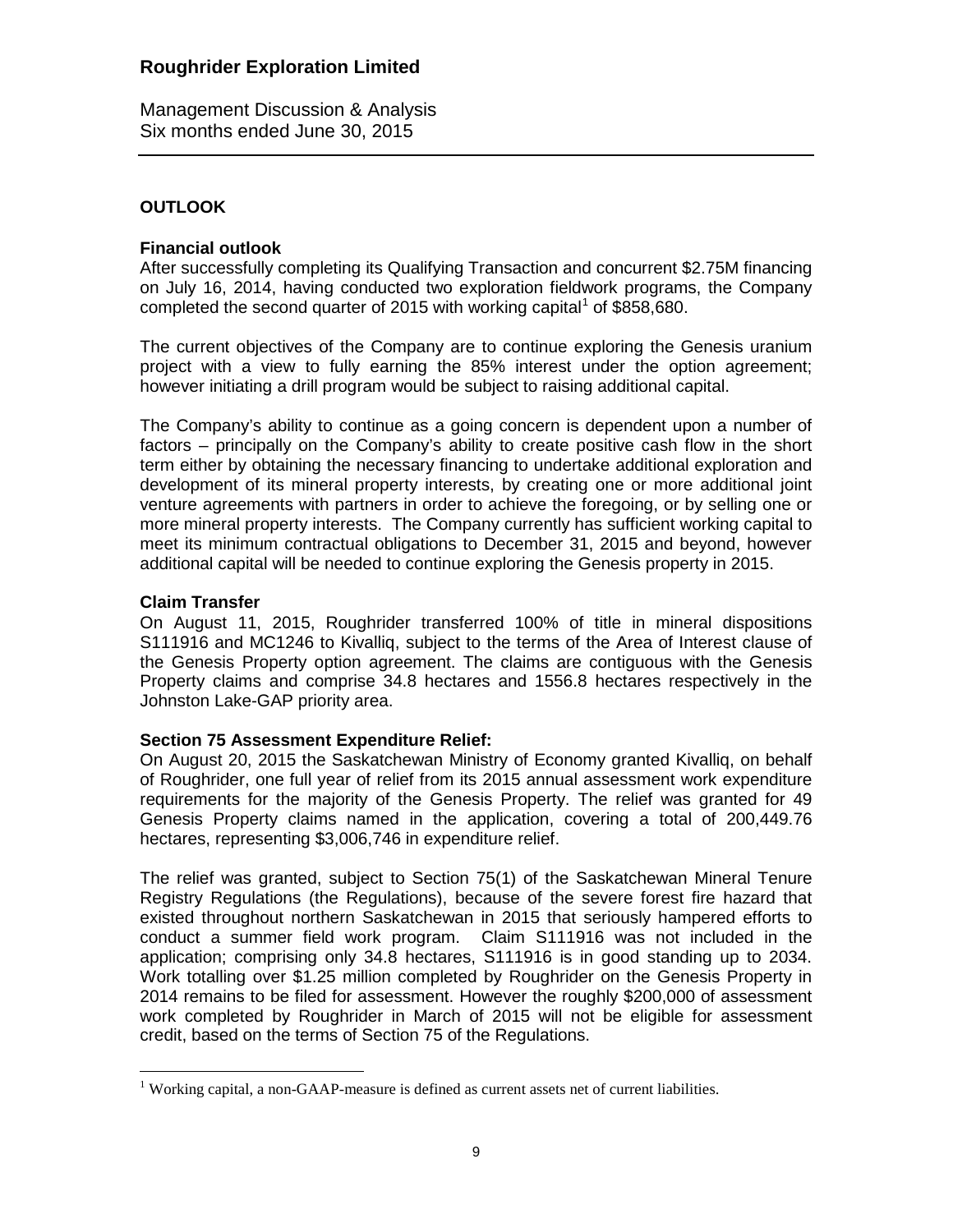## OUTLOOK

### Financial outlook

After successfully completing its Qualifying Transaction and concurrent $2.75M financing on July 16, 2014, having conducted two exploration fieldwork programs, the Company completed the second quarter of 2015 with working capital[1] of $858,680.

The current objectives of the Company are to continue exploring the Genesis uranium project with a view to fully earning the 85% interest under the option agreement; however initiating a drill program would be subject to raising additional capital.

The Company's ability to continue as a going concern is dependent upon a number of factors – principally on the Company's ability to create positive cash flow in the short term either by obtaining the necessary financing to undertake additional exploration and development of its mineral property interests, by creating one or more additional joint venture agreements with partners in order to achieve the foregoing, or by selling one or more mineral property interests. The Company currently has sufficient working capital to meet its minimum contractual obligations to December 31, 2015 and beyond, however additional capital will be needed to continue exploring the Genesis property in 2015.

### Claim Transfer

On August 11, 2015, Roughrider transferred 100% of title in mineral dispositions S111916 and MC1246 to Kivalliq, subject to the terms of the Area of Interest clause of the Genesis Property option agreement. The claims are contiguous with the Genesis Property claims and comprise 34.8 hectares and 1556.8 hectares respectively in the Johnston Lake-GAP priority area.

### Section 75 Assessment Expenditure Relief:

On August 20, 2015 the Saskatchewan Ministry of Economy granted Kivalliq, on behalf of Roughrider, one full year of relief from its 2015 annual assessment work expenditure requirements for the majority of the Genesis Property. The relief was granted for 49 Genesis Property claims named in the application, covering a total of 200,449.76 hectares, representing $3,006,746 in expenditure relief.

The relief was granted, subject to Section 75(1) of the Saskatchewan Mineral Tenure Registry Regulations (the Regulations), because of the severe forest fire hazard that existed throughout northern Saskatchewan in 2015 that seriously hampered efforts to conduct a summer field work program. Claim S111916 was not included in the application; comprising only 34.8 hectares, S111916 is in good standing up to 2034. Work totalling over $1.25 million completed by Roughrider on the Genesis Property in 2014 remains to be filed for assessment. However the roughly $200,000 of assessment work completed by Roughrider in March of 2015 will not be eligible for assessment credit, based on the terms of Section 75 of the Regulations.

---

[1] Working capital, a non-GAAP-measure is defined as current assets net of current liabilities.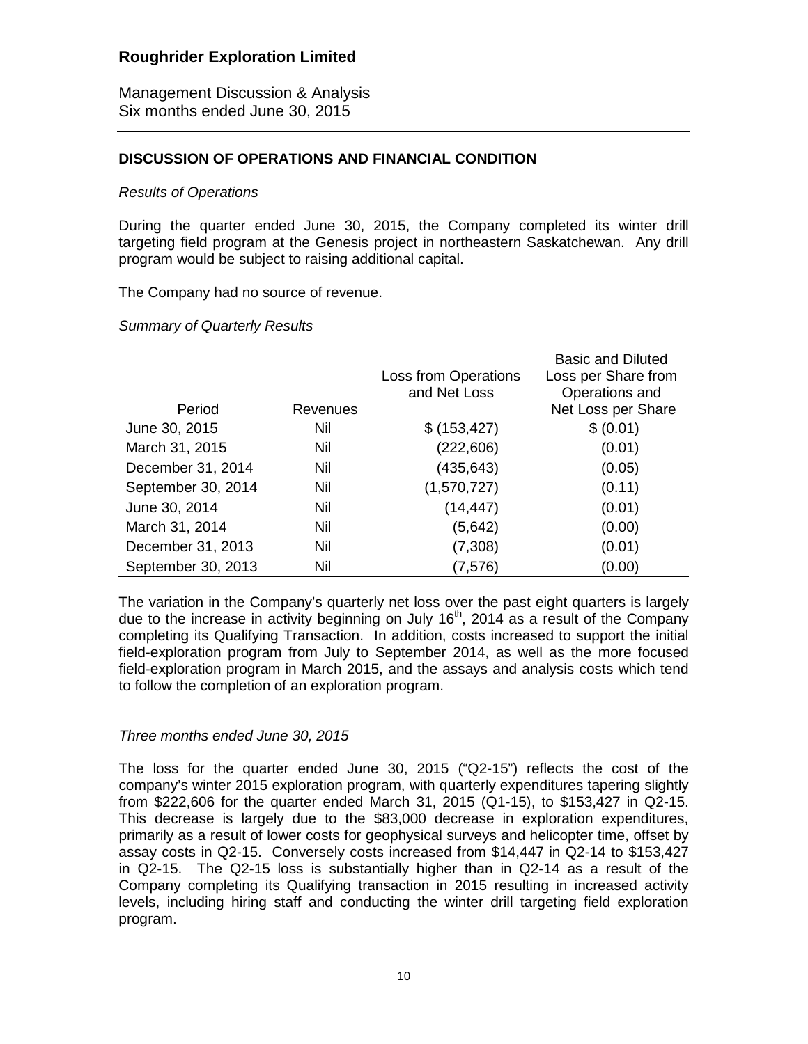## DISCUSSION OF OPERATIONS AND FINANCIAL CONDITION

*Results of Operations*

During the quarter ended June 30, 2015, the Company completed its winter drill targeting field program at the Genesis project in northeastern Saskatchewan. Any drill program would be subject to raising additional capital.

The Company had no source of revenue.

*Summary of Quarterly Results*

| Period | Revenues | Loss from Operations and Net Loss | Basic and Diluted Loss per Share from Operations and Net Loss per Share |
|---|---|---|---|
| June 30, 2015 | Nil | $ (153,427) | $ (0.01) |
| March 31, 2015 | Nil | (222,606) | (0.01) |
| December 31, 2014 | Nil | (435,643) | (0.05) |
| September 30, 2014 | Nil | (1,570,727) | (0.11) |
| June 30, 2014 | Nil | (14,447) | (0.01) |
| March 31, 2014 | Nil | (5,642) | (0.00) |
| December 31, 2013 | Nil | (7,308) | (0.01) |
| September 30, 2013 | Nil | (7,576) | (0.00) |

The variation in the Company's quarterly net loss over the past eight quarters is largely due to the increase in activity beginning on July 16th, 2014 as a result of the Company completing its Qualifying Transaction. In addition, costs increased to support the initial field-exploration program from July to September 2014, as well as the more focused field-exploration program in March 2015, and the assays and analysis costs which tend to follow the completion of an exploration program.

*Three months ended June 30, 2015*

The loss for the quarter ended June 30, 2015 ("Q2-15") reflects the cost of the company's winter 2015 exploration program, with quarterly expenditures tapering slightly from $222,606 for the quarter ended March 31, 2015 (Q1-15), to $153,427 in Q2-15. This decrease is largely due to the $83,000 decrease in exploration expenditures, primarily as a result of lower costs for geophysical surveys and helicopter time, offset by assay costs in Q2-15. Conversely costs increased from $14,447 in Q2-14 to $153,427 in Q2-15. The Q2-15 loss is substantially higher than in Q2-14 as a result of the Company completing its Qualifying transaction in 2015 resulting in increased activity levels, including hiring staff and conducting the winter drill targeting field exploration program.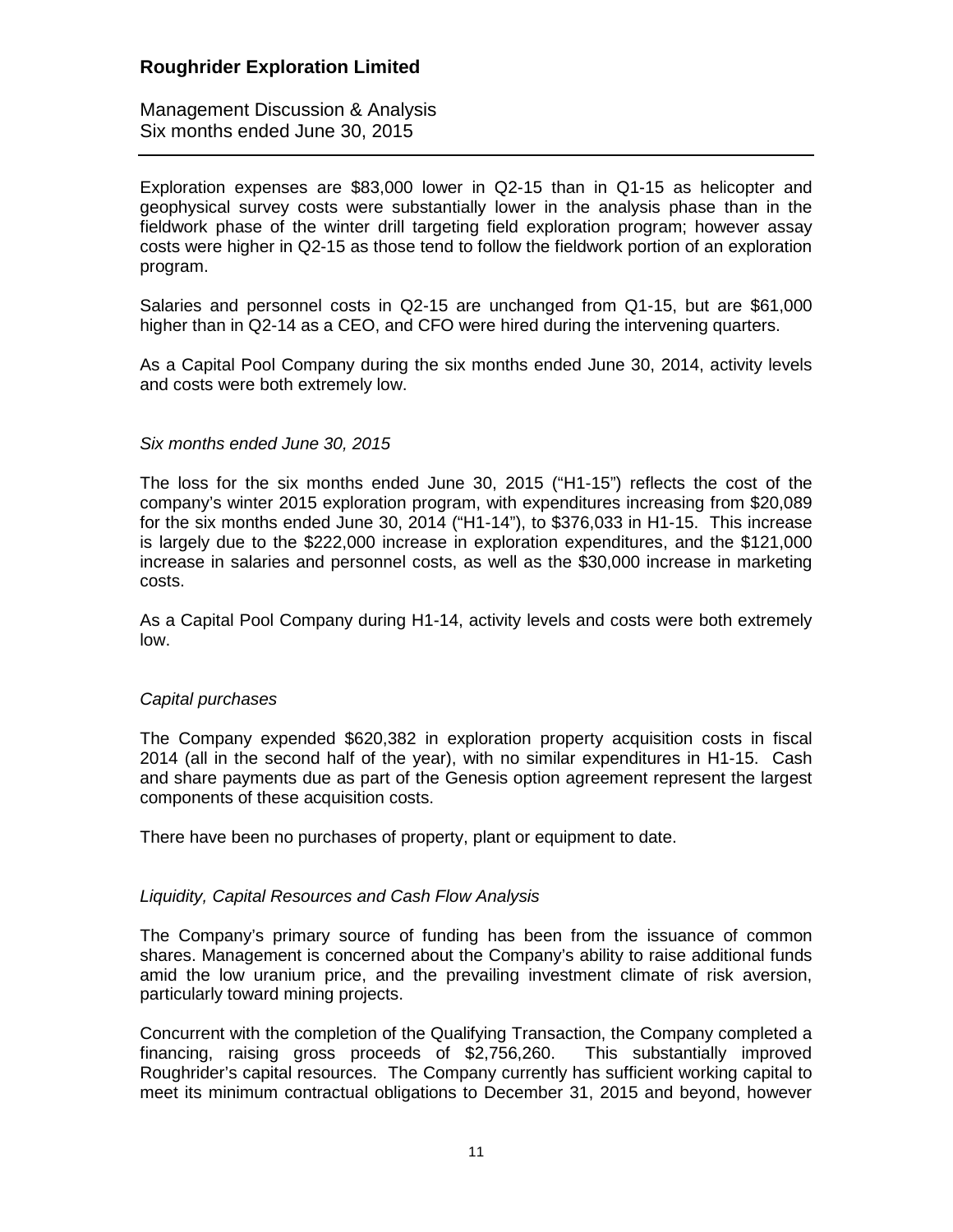Exploration expenses are \$83,000 lower in Q2-15 than in Q1-15 as helicopter and geophysical survey costs were substantially lower in the analysis phase than in the fieldwork phase of the winter drill targeting field exploration program; however assay costs were higher in Q2-15 as those tend to follow the fieldwork portion of an exploration program.

Salaries and personnel costs in Q2-15 are unchanged from Q1-15, but are \$61,000 higher than in Q2-14 as a CEO, and CFO were hired during the intervening quarters.

As a Capital Pool Company during the six months ended June 30, 2014, activity levels and costs were both extremely low.

*Six months ended June 30, 2015*

The loss for the six months ended June 30, 2015 ("H1-15") reflects the cost of the company's winter 2015 exploration program, with expenditures increasing from \$20,089 for the six months ended June 30, 2014 ("H1-14"), to \$376,033 in H1-15. This increase is largely due to the \$222,000 increase in exploration expenditures, and the \$121,000 increase in salaries and personnel costs, as well as the \$30,000 increase in marketing costs.

As a Capital Pool Company during H1-14, activity levels and costs were both extremely low.

*Capital purchases*

The Company expended \$620,382 in exploration property acquisition costs in fiscal 2014 (all in the second half of the year), with no similar expenditures in H1-15. Cash and share payments due as part of the Genesis option agreement represent the largest components of these acquisition costs.

There have been no purchases of property, plant or equipment to date.

*Liquidity, Capital Resources and Cash Flow Analysis*

The Company's primary source of funding has been from the issuance of common shares. Management is concerned about the Company's ability to raise additional funds amid the low uranium price, and the prevailing investment climate of risk aversion, particularly toward mining projects.

Concurrent with the completion of the Qualifying Transaction, the Company completed a financing, raising gross proceeds of \$2,756,260. This substantially improved Roughrider's capital resources. The Company currently has sufficient working capital to meet its minimum contractual obligations to December 31, 2015 and beyond, however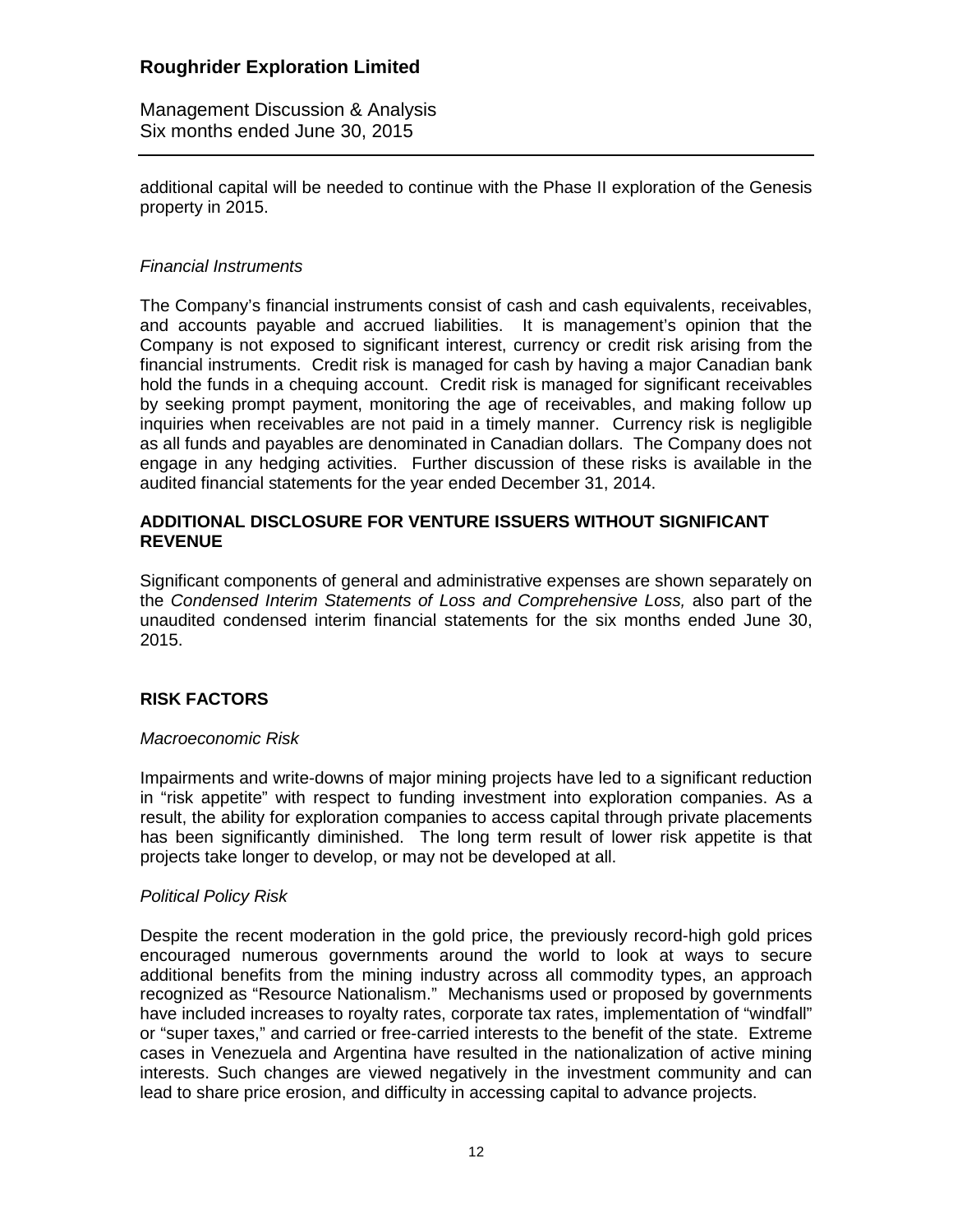additional capital will be needed to continue with the Phase II exploration of the Genesis property in 2015.

*Financial Instruments*

The Company's financial instruments consist of cash and cash equivalents, receivables, and accounts payable and accrued liabilities. It is management's opinion that the Company is not exposed to significant interest, currency or credit risk arising from the financial instruments. Credit risk is managed for cash by having a major Canadian bank hold the funds in a chequing account. Credit risk is managed for significant receivables by seeking prompt payment, monitoring the age of receivables, and making follow up inquiries when receivables are not paid in a timely manner. Currency risk is negligible as all funds and payables are denominated in Canadian dollars. The Company does not engage in any hedging activities. Further discussion of these risks is available in the audited financial statements for the year ended December 31, 2014.

## ADDITIONAL DISCLOSURE FOR VENTURE ISSUERS WITHOUT SIGNIFICANT REVENUE

Significant components of general and administrative expenses are shown separately on the *Condensed Interim Statements of Loss and Comprehensive Loss,* also part of the unaudited condensed interim financial statements for the six months ended June 30, 2015.

## RISK FACTORS

*Macroeconomic Risk*

Impairments and write-downs of major mining projects have led to a significant reduction in "risk appetite" with respect to funding investment into exploration companies. As a result, the ability for exploration companies to access capital through private placements has been significantly diminished. The long term result of lower risk appetite is that projects take longer to develop, or may not be developed at all.

*Political Policy Risk*

Despite the recent moderation in the gold price, the previously record-high gold prices encouraged numerous governments around the world to look at ways to secure additional benefits from the mining industry across all commodity types, an approach recognized as "Resource Nationalism." Mechanisms used or proposed by governments have included increases to royalty rates, corporate tax rates, implementation of "windfall" or "super taxes," and carried or free-carried interests to the benefit of the state. Extreme cases in Venezuela and Argentina have resulted in the nationalization of active mining interests. Such changes are viewed negatively in the investment community and can lead to share price erosion, and difficulty in accessing capital to advance projects.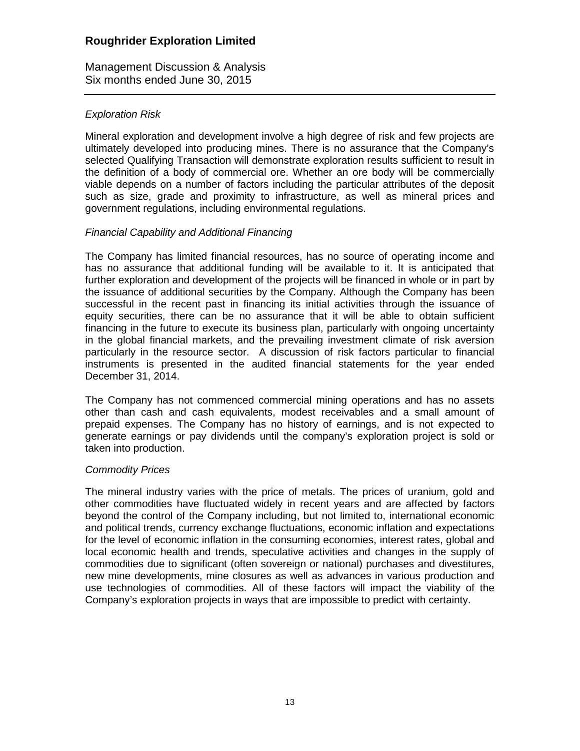*Exploration Risk*

Mineral exploration and development involve a high degree of risk and few projects are ultimately developed into producing mines. There is no assurance that the Company's selected Qualifying Transaction will demonstrate exploration results sufficient to result in the definition of a body of commercial ore. Whether an ore body will be commercially viable depends on a number of factors including the particular attributes of the deposit such as size, grade and proximity to infrastructure, as well as mineral prices and government regulations, including environmental regulations.

*Financial Capability and Additional Financing*

The Company has limited financial resources, has no source of operating income and has no assurance that additional funding will be available to it. It is anticipated that further exploration and development of the projects will be financed in whole or in part by the issuance of additional securities by the Company. Although the Company has been successful in the recent past in financing its initial activities through the issuance of equity securities, there can be no assurance that it will be able to obtain sufficient financing in the future to execute its business plan, particularly with ongoing uncertainty in the global financial markets, and the prevailing investment climate of risk aversion particularly in the resource sector. A discussion of risk factors particular to financial instruments is presented in the audited financial statements for the year ended December 31, 2014.

The Company has not commenced commercial mining operations and has no assets other than cash and cash equivalents, modest receivables and a small amount of prepaid expenses. The Company has no history of earnings, and is not expected to generate earnings or pay dividends until the company's exploration project is sold or taken into production.

*Commodity Prices*

The mineral industry varies with the price of metals. The prices of uranium, gold and other commodities have fluctuated widely in recent years and are affected by factors beyond the control of the Company including, but not limited to, international economic and political trends, currency exchange fluctuations, economic inflation and expectations for the level of economic inflation in the consuming economies, interest rates, global and local economic health and trends, speculative activities and changes in the supply of commodities due to significant (often sovereign or national) purchases and divestitures, new mine developments, mine closures as well as advances in various production and use technologies of commodities. All of these factors will impact the viability of the Company's exploration projects in ways that are impossible to predict with certainty.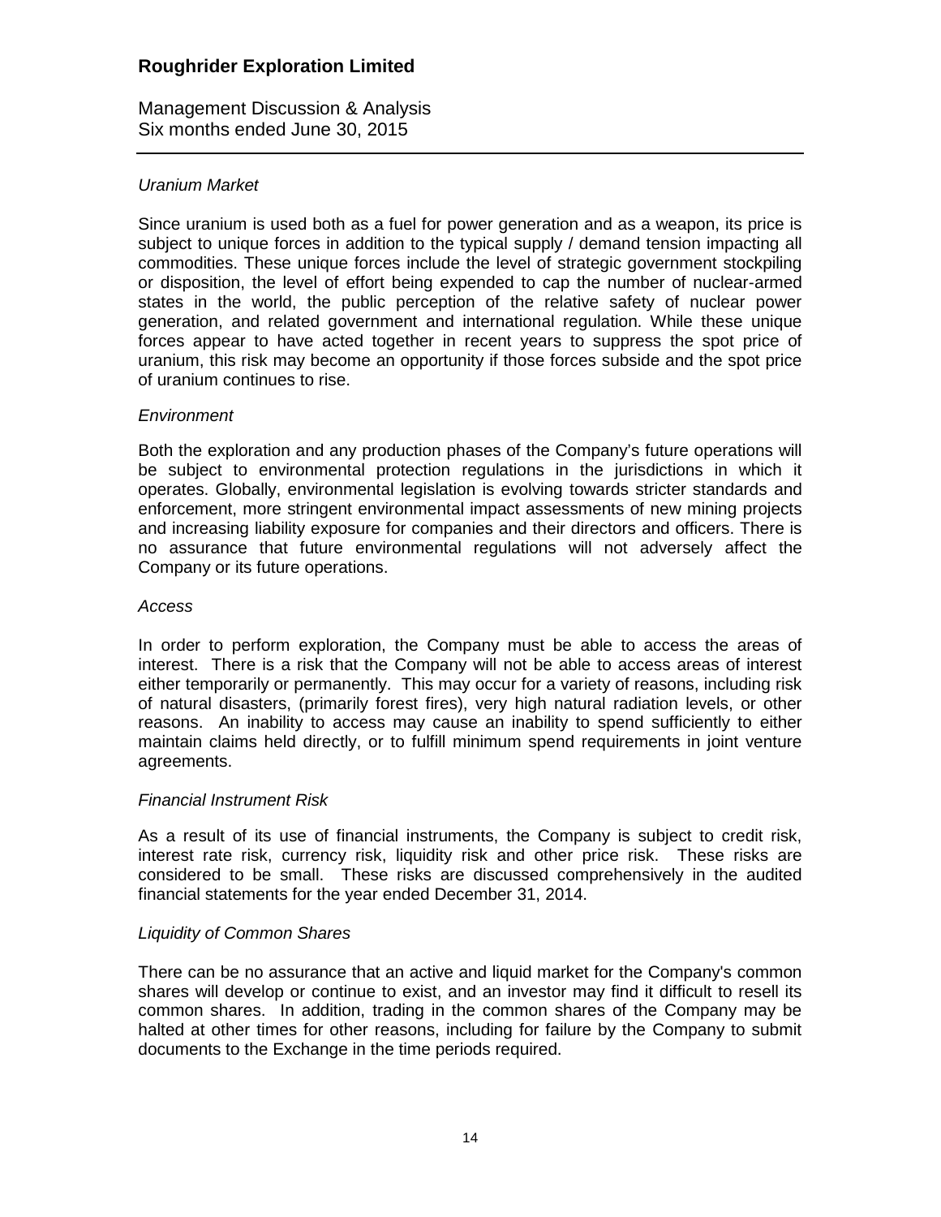*Uranium Market*

Since uranium is used both as a fuel for power generation and as a weapon, its price is subject to unique forces in addition to the typical supply / demand tension impacting all commodities. These unique forces include the level of strategic government stockpiling or disposition, the level of effort being expended to cap the number of nuclear-armed states in the world, the public perception of the relative safety of nuclear power generation, and related government and international regulation. While these unique forces appear to have acted together in recent years to suppress the spot price of uranium, this risk may become an opportunity if those forces subside and the spot price of uranium continues to rise.

*Environment*

Both the exploration and any production phases of the Company's future operations will be subject to environmental protection regulations in the jurisdictions in which it operates. Globally, environmental legislation is evolving towards stricter standards and enforcement, more stringent environmental impact assessments of new mining projects and increasing liability exposure for companies and their directors and officers. There is no assurance that future environmental regulations will not adversely affect the Company or its future operations.

*Access*

In order to perform exploration, the Company must be able to access the areas of interest. There is a risk that the Company will not be able to access areas of interest either temporarily or permanently. This may occur for a variety of reasons, including risk of natural disasters, (primarily forest fires), very high natural radiation levels, or other reasons. An inability to access may cause an inability to spend sufficiently to either maintain claims held directly, or to fulfill minimum spend requirements in joint venture agreements.

*Financial Instrument Risk*

As a result of its use of financial instruments, the Company is subject to credit risk, interest rate risk, currency risk, liquidity risk and other price risk. These risks are considered to be small. These risks are discussed comprehensively in the audited financial statements for the year ended December 31, 2014.

*Liquidity of Common Shares*

There can be no assurance that an active and liquid market for the Company's common shares will develop or continue to exist, and an investor may find it difficult to resell its common shares. In addition, trading in the common shares of the Company may be halted at other times for other reasons, including for failure by the Company to submit documents to the Exchange in the time periods required.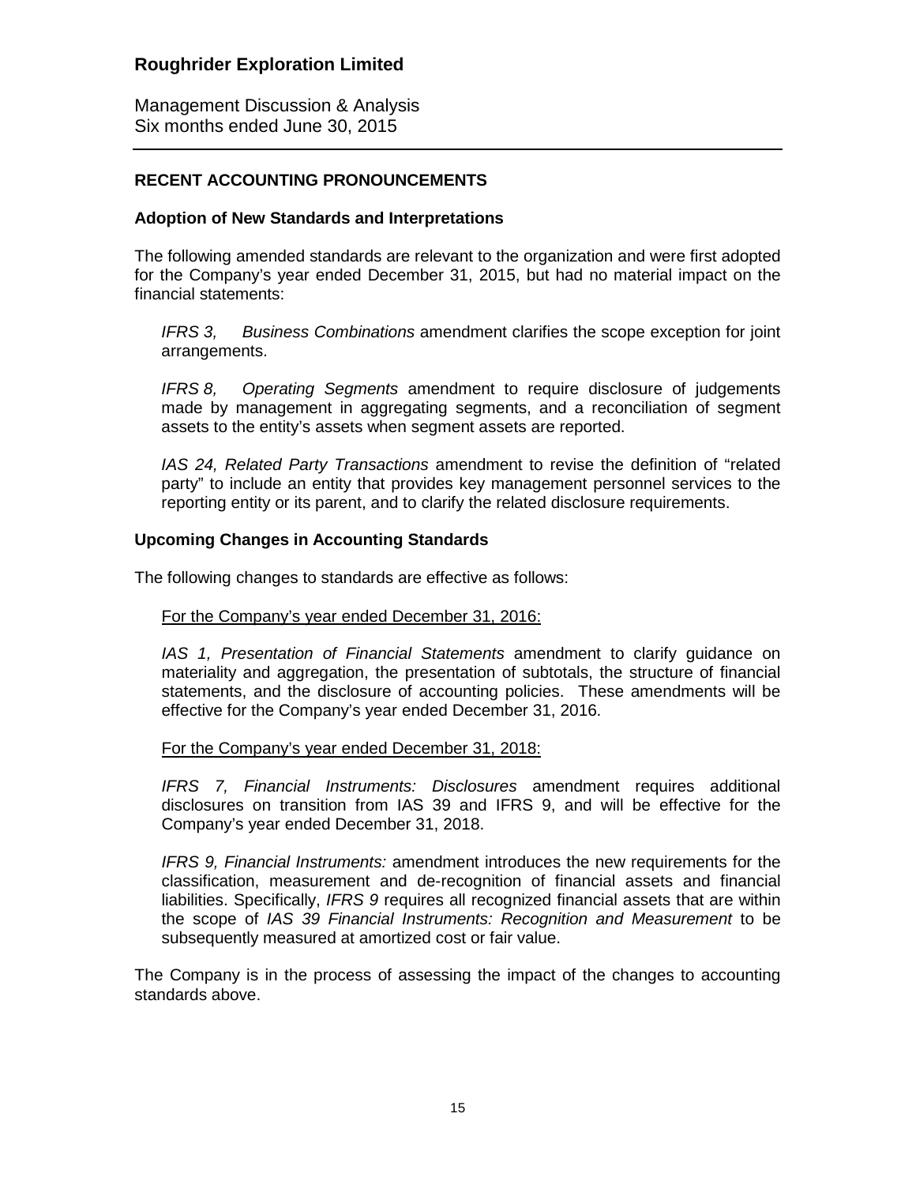## RECENT ACCOUNTING PRONOUNCEMENTS

### Adoption of New Standards and Interpretations

The following amended standards are relevant to the organization and were first adopted for the Company's year ended December 31, 2015, but had no material impact on the financial statements:

> *IFRS 3, Business Combinations* amendment clarifies the scope exception for joint arrangements.
>
> *IFRS 8, Operating Segments* amendment to require disclosure of judgements made by management in aggregating segments, and a reconciliation of segment assets to the entity's assets when segment assets are reported.
>
> *IAS 24, Related Party Transactions* amendment to revise the definition of "related party" to include an entity that provides key management personnel services to the reporting entity or its parent, and to clarify the related disclosure requirements.

### Upcoming Changes in Accounting Standards

The following changes to standards are effective as follows:

> For the Company's year ended December 31, 2016:
>
> *IAS 1, Presentation of Financial Statements* amendment to clarify guidance on materiality and aggregation, the presentation of subtotals, the structure of financial statements, and the disclosure of accounting policies. These amendments will be effective for the Company's year ended December 31, 2016.
>
> For the Company's year ended December 31, 2018:
>
> *IFRS 7, Financial Instruments: Disclosures* amendment requires additional disclosures on transition from IAS 39 and IFRS 9, and will be effective for the Company's year ended December 31, 2018.
>
> *IFRS 9, Financial Instruments:* amendment introduces the new requirements for the classification, measurement and de-recognition of financial assets and financial liabilities. Specifically, *IFRS 9* requires all recognized financial assets that are within the scope of *IAS 39 Financial Instruments: Recognition and Measurement* to be subsequently measured at amortized cost or fair value.

The Company is in the process of assessing the impact of the changes to accounting standards above.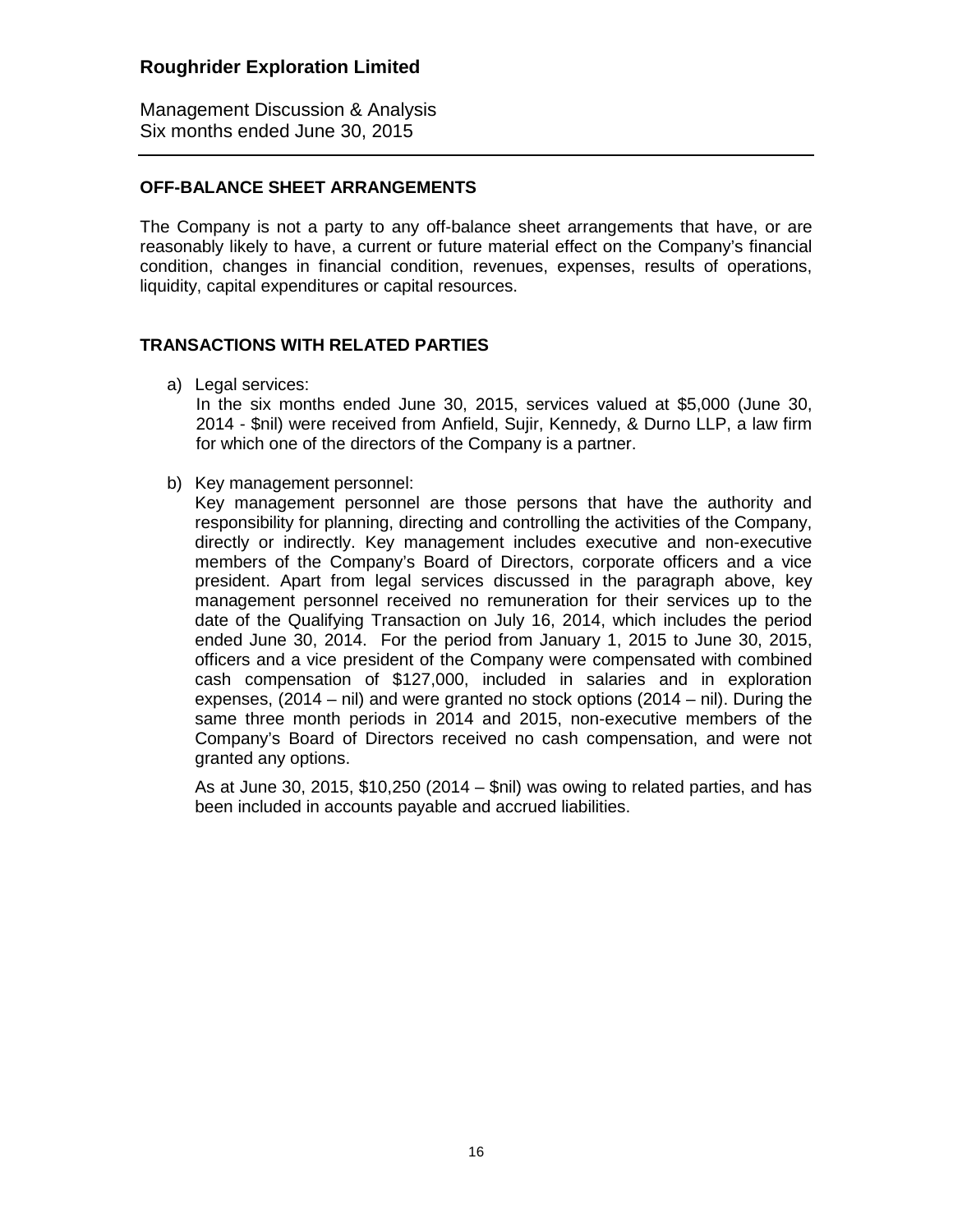## OFF-BALANCE SHEET ARRANGEMENTS

The Company is not a party to any off-balance sheet arrangements that have, or are reasonably likely to have, a current or future material effect on the Company's financial condition, changes in financial condition, revenues, expenses, results of operations, liquidity, capital expenditures or capital resources.

## TRANSACTIONS WITH RELATED PARTIES

a) Legal services:
   In the six months ended June 30, 2015, services valued at $5,000 (June 30, 2014 - $nil) were received from Anfield, Sujir, Kennedy, & Durno LLP, a law firm for which one of the directors of the Company is a partner.

b) Key management personnel:
   Key management personnel are those persons that have the authority and responsibility for planning, directing and controlling the activities of the Company, directly or indirectly. Key management includes executive and non-executive members of the Company's Board of Directors, corporate officers and a vice president. Apart from legal services discussed in the paragraph above, key management personnel received no remuneration for their services up to the date of the Qualifying Transaction on July 16, 2014, which includes the period ended June 30, 2014. For the period from January 1, 2015 to June 30, 2015, officers and a vice president of the Company were compensated with combined cash compensation of $127,000, included in salaries and in exploration expenses, (2014 – nil) and were granted no stock options (2014 – nil). During the same three month periods in 2014 and 2015, non-executive members of the Company's Board of Directors received no cash compensation, and were not granted any options.

   As at June 30, 2015, $10,250 (2014 – $nil) was owing to related parties, and has been included in accounts payable and accrued liabilities.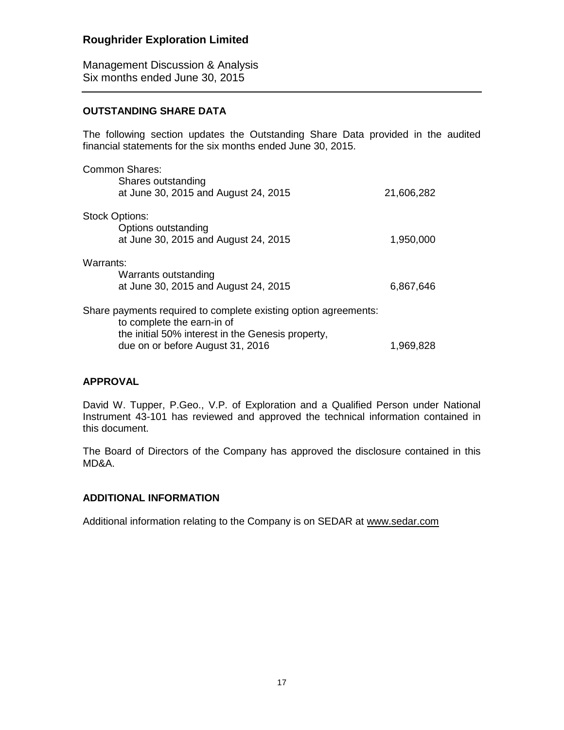## OUTSTANDING SHARE DATA

The following section updates the Outstanding Share Data provided in the audited financial statements for the six months ended June 30, 2015.

| | |
|---|---|
| Common Shares: | |
| Shares outstanding at June 30, 2015 and August 24, 2015 | 21,606,282 |
| Stock Options: | |
| Options outstanding at June 30, 2015 and August 24, 2015 | 1,950,000 |
| Warrants: | |
| Warrants outstanding at June 30, 2015 and August 24, 2015 | 6,867,646 |
| Share payments required to complete existing option agreements: | |
| to complete the earn-in of the initial 50% interest in the Genesis property, due on or before August 31, 2016 | 1,969,828 |

## APPROVAL

David W. Tupper, P.Geo., V.P. of Exploration and a Qualified Person under National Instrument 43-101 has reviewed and approved the technical information contained in this document.

The Board of Directors of the Company has approved the disclosure contained in this MD&A.

## ADDITIONAL INFORMATION

Additional information relating to the Company is on SEDAR at www.sedar.com